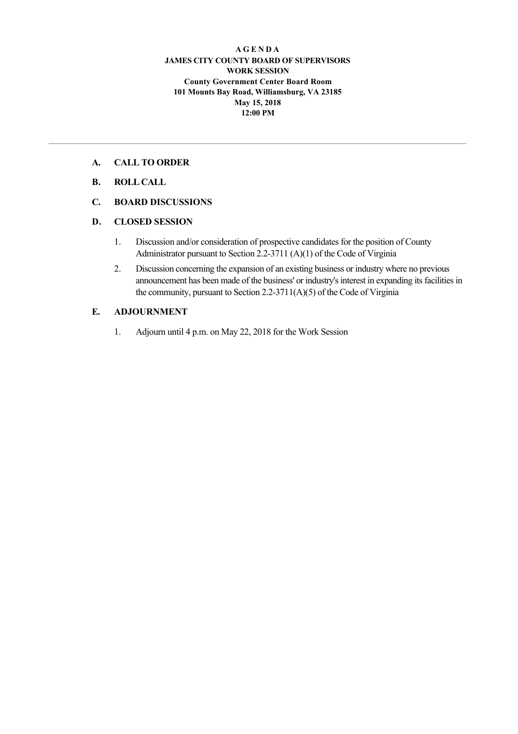**A G E N D A**
**JAMES CITY COUNTY BOARD OF SUPERVISORS**
**WORK SESSION**
**County Government Center Board Room**
**101 Mounts Bay Road, Williamsburg, VA 23185**
**May 15, 2018**
**12:00 PM**

---

**A. CALL TO ORDER**

**B. ROLL CALL**

**C. BOARD DISCUSSIONS**

**D. CLOSED SESSION**

1. Discussion and/or consideration of prospective candidates for the position of County Administrator pursuant to Section 2.2-3711 (A)(1) of the Code of Virginia
2. Discussion concerning the expansion of an existing business or industry where no previous announcement has been made of the business' or industry's interest in expanding its facilities in the community, pursuant to Section 2.2-3711(A)(5) of the Code of Virginia

**E. ADJOURNMENT**

1. Adjourn until 4 p.m. on May 22, 2018 for the Work Session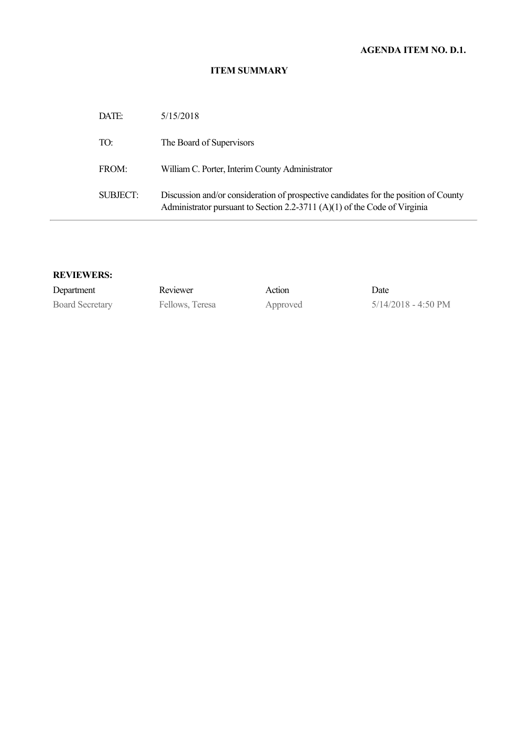**AGENDA ITEM NO. D.1.**

# ITEM SUMMARY

| | |
|---|---|
| DATE: | 5/15/2018 |
| TO: | The Board of Supervisors |
| FROM: | William C. Porter, Interim County Administrator |
| SUBJECT: | Discussion and/or consideration of prospective candidates for the position of County Administrator pursuant to Section 2.2-3711 (A)(1) of the Code of Virginia |

**REVIEWERS:**

| Department | Reviewer | Action | Date |
|---|---|---|---|
| Board Secretary | Fellows, Teresa | Approved | 5/14/2018 - 4:50 PM |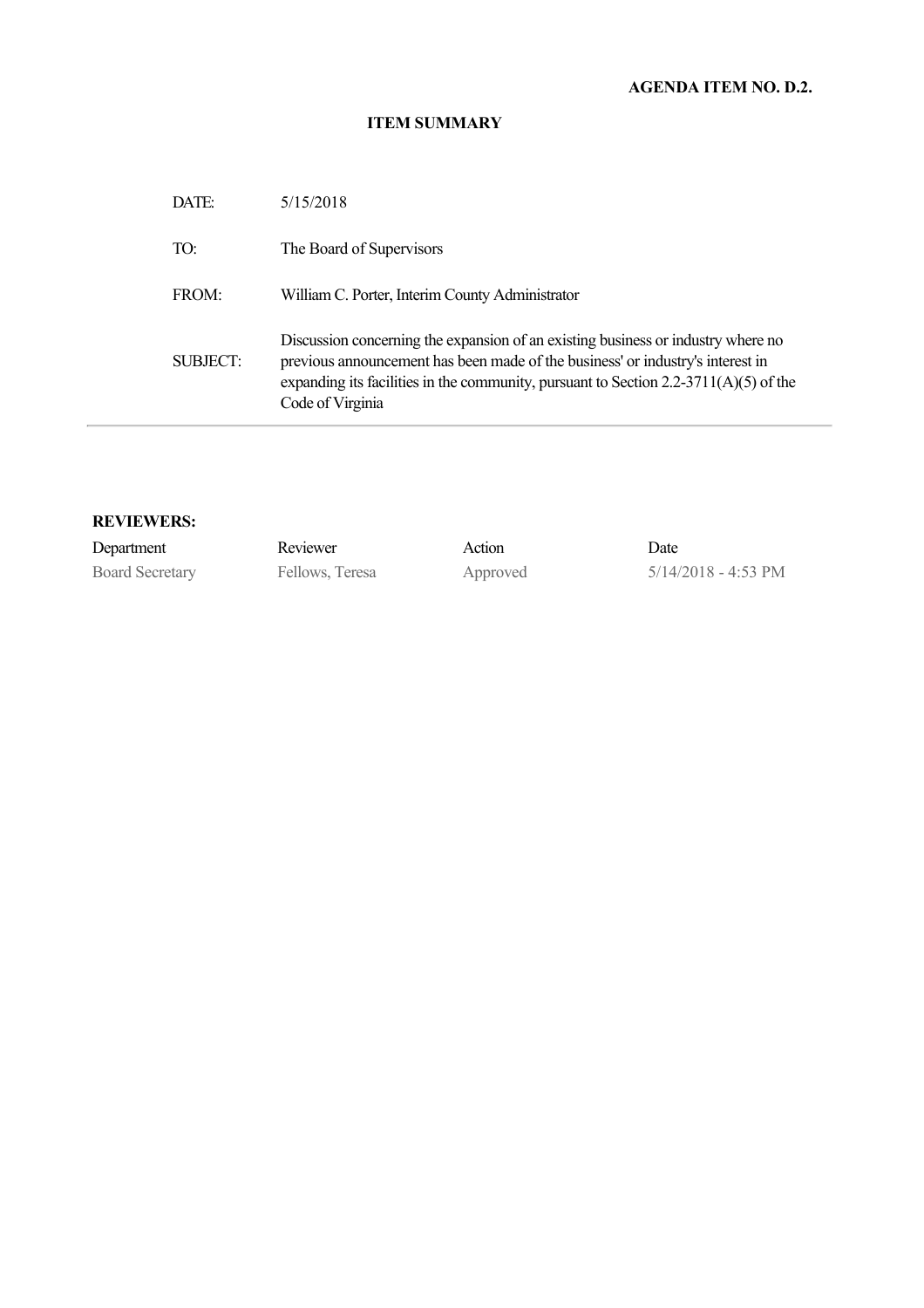**AGENDA ITEM NO. D.2.**

**ITEM SUMMARY**

| | |
|---|---|
| DATE: | 5/15/2018 |
| TO: | The Board of Supervisors |
| FROM: | William C. Porter, Interim County Administrator |
| SUBJECT: | Discussion concerning the expansion of an existing business or industry where no previous announcement has been made of the business' or industry's interest in expanding its facilities in the community, pursuant to Section 2.2-3711(A)(5) of the Code of Virginia |

**REVIEWERS:**

| Department | Reviewer | Action | Date |
|---|---|---|---|
| Board Secretary | Fellows, Teresa | Approved | 5/14/2018 - 4:53 PM |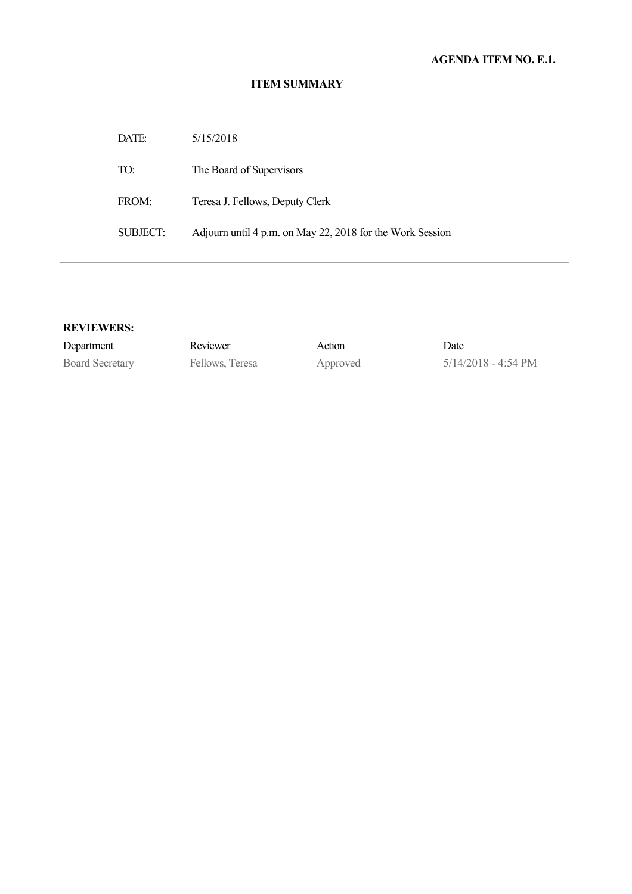**AGENDA ITEM NO. E.1.**

# ITEM SUMMARY

| | |
|---|---|
| DATE: | 5/15/2018 |
| TO: | The Board of Supervisors |
| FROM: | Teresa J. Fellows, Deputy Clerk |
| SUBJECT: | Adjourn until 4 p.m. on May 22, 2018 for the Work Session |

---

**REVIEWERS:**

| Department | Reviewer | Action | Date |
|---|---|---|---|
| Board Secretary | Fellows, Teresa | Approved | 5/14/2018 - 4:54 PM |